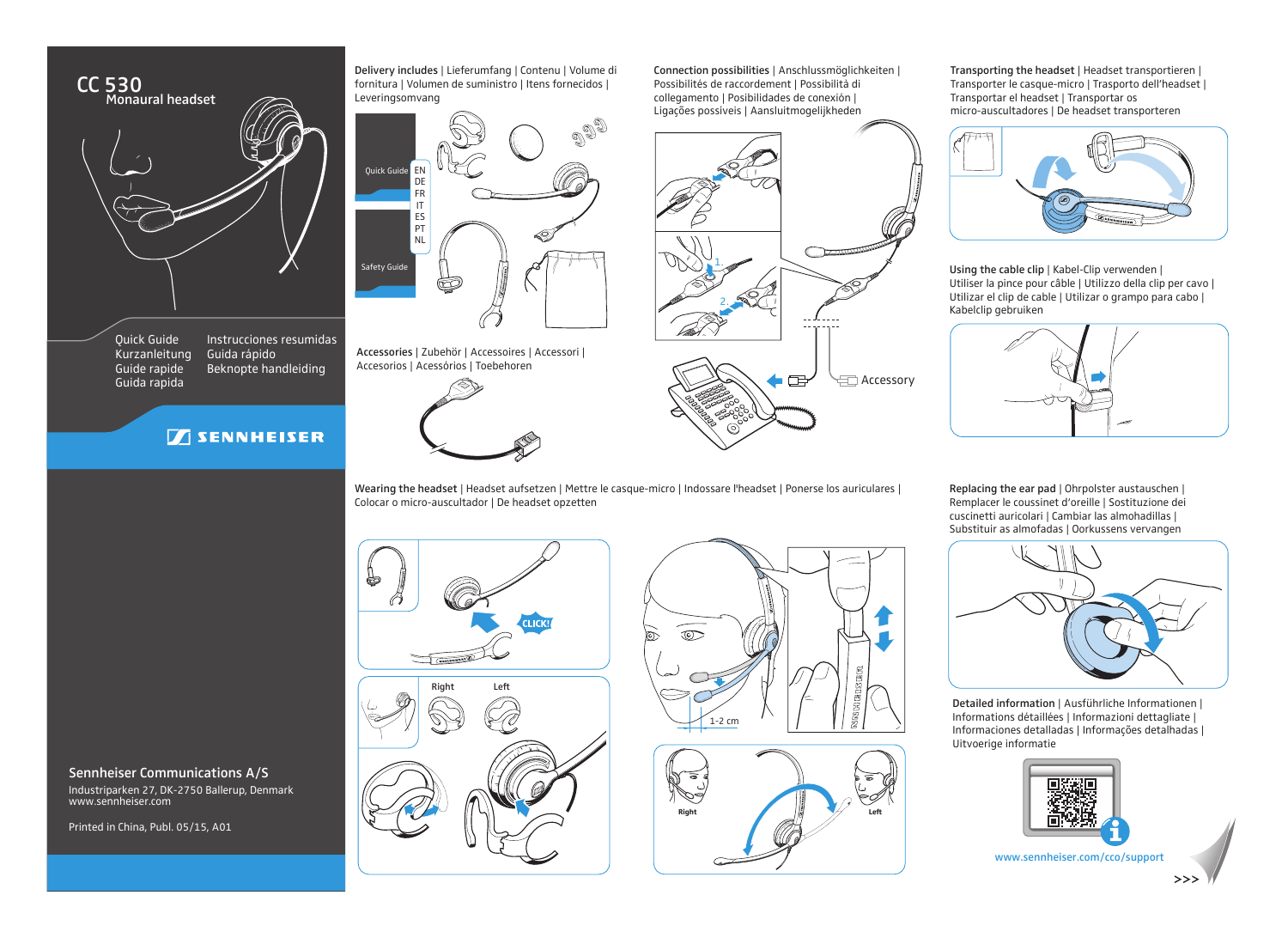# CC 530

Monaural headset

Quick Guide
Kurzanleitung
Guide rapide
Guida rapida
Instrucciones resumidas
Guia rápido
Beknopte handleiding

SENNHEISER

**Sennheiser Communications A/S**

Industriparken 27, DK-2750 Ballerup, Denmark
www.sennheiser.com

Printed in China, Publ. 05/15, A01

**Delivery includes** | Lieferumfang | Contenu | Volume di fornitura | Volumen de suministro | Itens fornecidos | Leveringsomvang

Quick Guide EN DE FR IT ES PT NL

Safety Guide

**Accessories** | Zubehör | Accessoires | Accessori | Accesorios | Acessórios | Toebehoren

**Connection possibilities** | Anschlussmöglichkeiten | Possibilités de raccordement | Possibilità di collegamento | Posibilidades de conexión | Ligações possíveis | Aansluitmogelijkheden

1.

2.

Accessory

**Transporting the headset** | Headset transportieren | Transporter le casque-micro | Trasporto dell'headset | Transportar el headset | Transportar os micro-auscultadores | De headset transporteren

**Using the cable clip** | Kabel-Clip verwenden | Utiliser la pince pour câble | Utilizzo della clip per cavo | Utilizar el clip de cable | Utilizar o grampo para cabo | Kabelclip gebruiken

**Wearing the headset** | Headset aufsetzen | Mettre le casque-micro | Indossare l'headset | Ponerse los auriculares | Colocar o micro-auscultador | De headset opzetten

CLICK!

Right Left

1-2 cm

Right Left

**Replacing the ear pad** | Ohrpolster austauschen | Remplacer le coussinet d'oreille | Sostituzione dei cuscinetti auricolari | Cambiar las almohadillas | Substituir as almofadas | Oorkussens vervangen

**Detailed information** | Ausführliche Informationen | Informations détaillées | Informazioni dettagliate | Informaciones detalladas | Informações detalhadas | Uitvoerige informatie

www.sennheiser.com/cco/support

>>>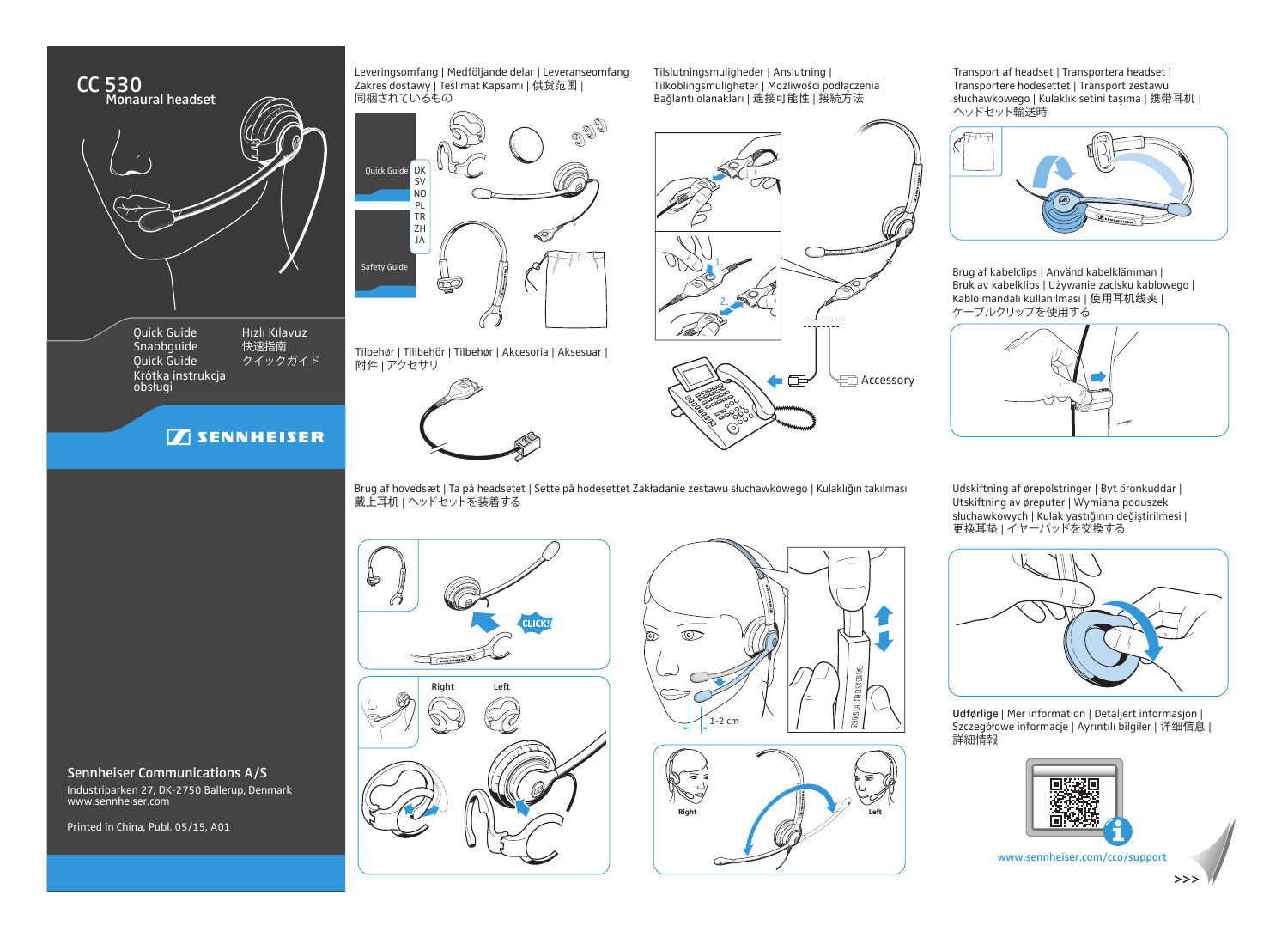# CC 530
## Monaural headset

Quick Guide
Snabbguide
Quick Guide
Krótka instrukcja obsługi
Hızlı Kılavuz
快速指南
クイックガイド

SENNHEISER

**Sennheiser Communications A/S**
Industriparken 27, DK-2750 Ballerup, Denmark
www.sennheiser.com

Printed in China, Publ. 05/15, A01

Leveringsomfang | Medföljande delar | Leveranseomfang
Zakres dostawy | Teslimat Kapsamı | 供货范围 |
同梱されているもの

Quick Guide DK SV NO PL TR ZH JA

Safety Guide

Tilbehør | Tillbehör | Tilbehør | Akcesoria | Aksesuar |
附件 | アクセサリ

Tilslutningsmuligheder | Anslutning |
Tilkoblingsmuligheter | Możliwości podłączenia |
Bağlantı olanakları | 连接可能性 | 接続方法

1.
2.

Accessory

Transport af headset | Transportera headset |
Transportere hodesettet | Transport zestawu
słuchawkowego | Kulaklık setini taşıma | 携带耳机 |
ヘッドセット輸送時

Brug af kabelclips | Använd kabelklämman |
Bruk av kabelklips | Używanie zacisku kablowego |
Kablo mandalı kullanılması | 使用耳机线夹 |
ケーブルクリップを使用する

Brug af hovedsæt | Ta på headsetet | Sette på hodesettet Zakładanie zestawu słuchawkowego | Kulaklığın takılması
戴上耳机 | ヘッドセットを装着する

CLICK!

Right
Left

1-2 cm

Right
Left

Udskiftning af ørepolstringer | Byt öronkuddar |
Utskiftning av øreputer | Wymiana poduszek
słuchawkowych | Kulak yastığının değiştirilmesi |
更换耳垫 | イヤーパッドを交換する

**Udførlige** | Mer information | Detaljert informasjon |
Szczegółowe informacje | Ayrıntılı bilgiler | 详细信息 |
詳細情報

www.sennheiser.com/cco/support

>>>